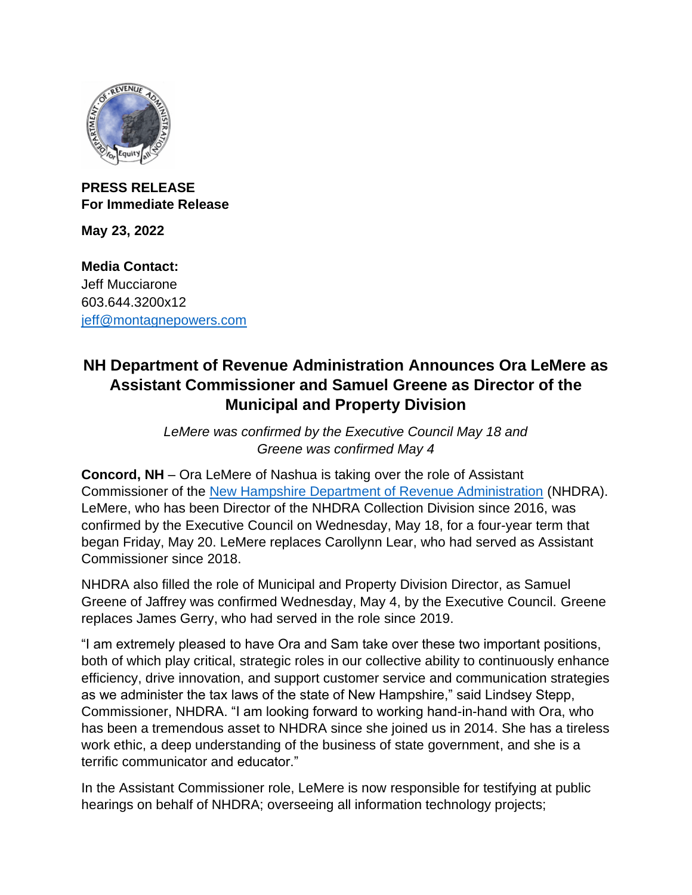**PRESS RELEASE**
**For Immediate Release**

**May 23, 2022**

**Media Contact:**
Jeff Mucciarone
603.644.3200x12
jeff@montagnepowers.com

# NH Department of Revenue Administration Announces Ora LeMere as Assistant Commissioner and Samuel Greene as Director of the Municipal and Property Division

*LeMere was confirmed by the Executive Council May 18 and Greene was confirmed May 4*

**Concord, NH** – Ora LeMere of Nashua is taking over the role of Assistant Commissioner of the New Hampshire Department of Revenue Administration (NHDRA). LeMere, who has been Director of the NHDRA Collection Division since 2016, was confirmed by the Executive Council on Wednesday, May 18, for a four-year term that began Friday, May 20. LeMere replaces Carollynn Lear, who had served as Assistant Commissioner since 2018.

NHDRA also filled the role of Municipal and Property Division Director, as Samuel Greene of Jaffrey was confirmed Wednesday, May 4, by the Executive Council. Greene replaces James Gerry, who had served in the role since 2019.

"I am extremely pleased to have Ora and Sam take over these two important positions, both of which play critical, strategic roles in our collective ability to continuously enhance efficiency, drive innovation, and support customer service and communication strategies as we administer the tax laws of the state of New Hampshire," said Lindsey Stepp, Commissioner, NHDRA. "I am looking forward to working hand-in-hand with Ora, who has been a tremendous asset to NHDRA since she joined us in 2014. She has a tireless work ethic, a deep understanding of the business of state government, and she is a terrific communicator and educator."

In the Assistant Commissioner role, LeMere is now responsible for testifying at public hearings on behalf of NHDRA; overseeing all information technology projects;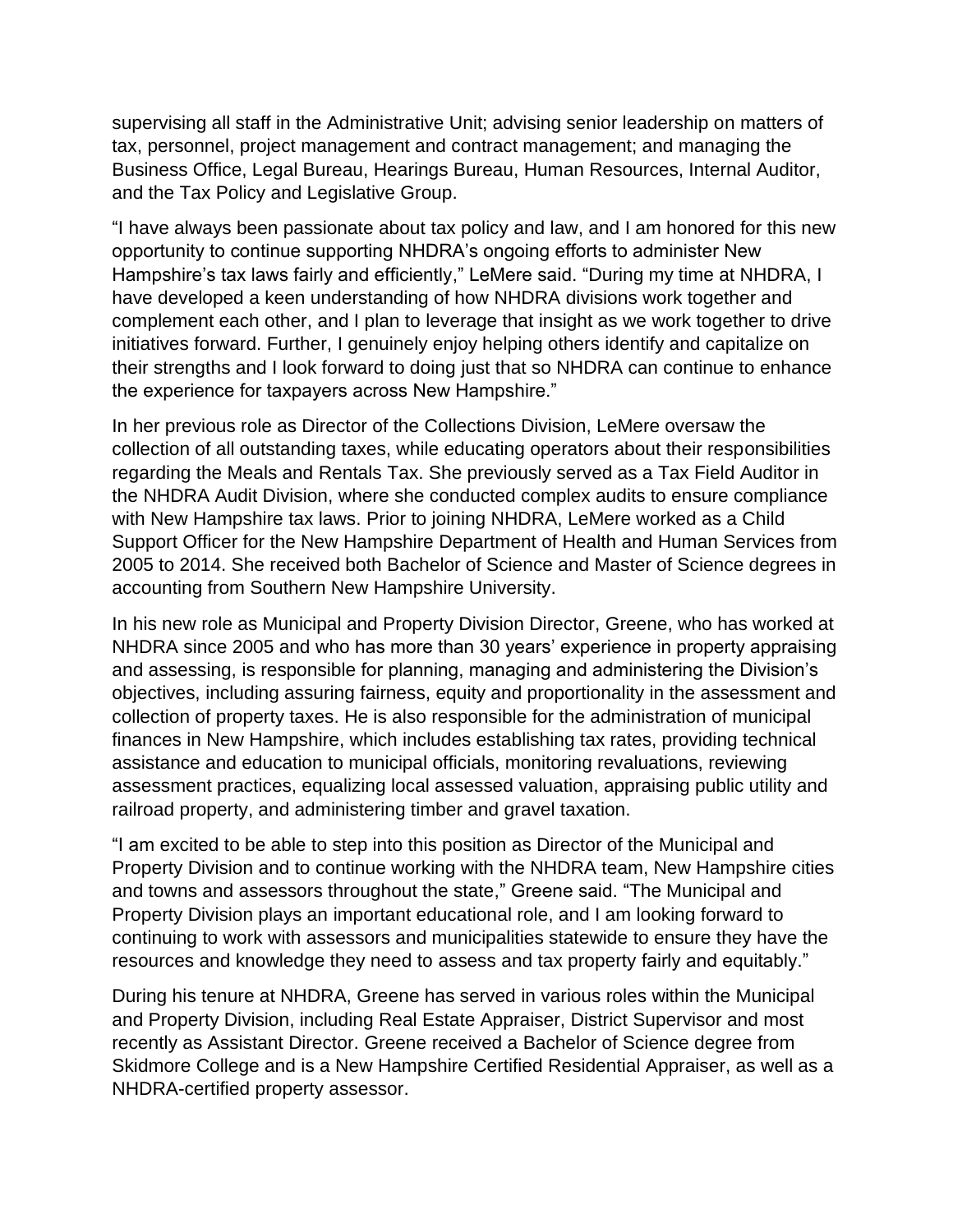supervising all staff in the Administrative Unit; advising senior leadership on matters of tax, personnel, project management and contract management; and managing the Business Office, Legal Bureau, Hearings Bureau, Human Resources, Internal Auditor, and the Tax Policy and Legislative Group.

"I have always been passionate about tax policy and law, and I am honored for this new opportunity to continue supporting NHDRA's ongoing efforts to administer New Hampshire's tax laws fairly and efficiently," LeMere said. "During my time at NHDRA, I have developed a keen understanding of how NHDRA divisions work together and complement each other, and I plan to leverage that insight as we work together to drive initiatives forward. Further, I genuinely enjoy helping others identify and capitalize on their strengths and I look forward to doing just that so NHDRA can continue to enhance the experience for taxpayers across New Hampshire."

In her previous role as Director of the Collections Division, LeMere oversaw the collection of all outstanding taxes, while educating operators about their responsibilities regarding the Meals and Rentals Tax. She previously served as a Tax Field Auditor in the NHDRA Audit Division, where she conducted complex audits to ensure compliance with New Hampshire tax laws. Prior to joining NHDRA, LeMere worked as a Child Support Officer for the New Hampshire Department of Health and Human Services from 2005 to 2014. She received both Bachelor of Science and Master of Science degrees in accounting from Southern New Hampshire University.

In his new role as Municipal and Property Division Director, Greene, who has worked at NHDRA since 2005 and who has more than 30 years' experience in property appraising and assessing, is responsible for planning, managing and administering the Division's objectives, including assuring fairness, equity and proportionality in the assessment and collection of property taxes. He is also responsible for the administration of municipal finances in New Hampshire, which includes establishing tax rates, providing technical assistance and education to municipal officials, monitoring revaluations, reviewing assessment practices, equalizing local assessed valuation, appraising public utility and railroad property, and administering timber and gravel taxation.

"I am excited to be able to step into this position as Director of the Municipal and Property Division and to continue working with the NHDRA team, New Hampshire cities and towns and assessors throughout the state," Greene said. "The Municipal and Property Division plays an important educational role, and I am looking forward to continuing to work with assessors and municipalities statewide to ensure they have the resources and knowledge they need to assess and tax property fairly and equitably."

During his tenure at NHDRA, Greene has served in various roles within the Municipal and Property Division, including Real Estate Appraiser, District Supervisor and most recently as Assistant Director. Greene received a Bachelor of Science degree from Skidmore College and is a New Hampshire Certified Residential Appraiser, as well as a NHDRA-certified property assessor.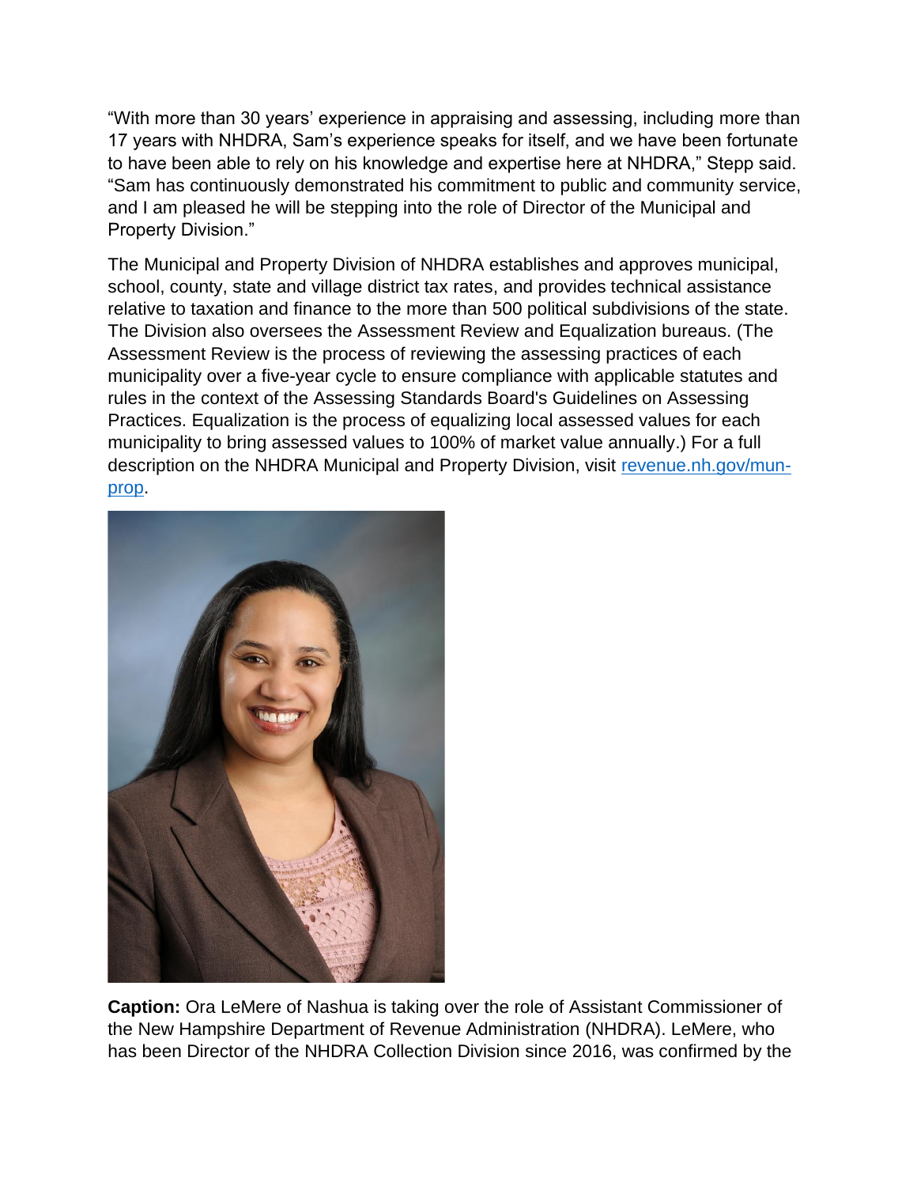"With more than 30 years' experience in appraising and assessing, including more than 17 years with NHDRA, Sam's experience speaks for itself, and we have been fortunate to have been able to rely on his knowledge and expertise here at NHDRA," Stepp said. "Sam has continuously demonstrated his commitment to public and community service, and I am pleased he will be stepping into the role of Director of the Municipal and Property Division."

The Municipal and Property Division of NHDRA establishes and approves municipal, school, county, state and village district tax rates, and provides technical assistance relative to taxation and finance to the more than 500 political subdivisions of the state. The Division also oversees the Assessment Review and Equalization bureaus. (The Assessment Review is the process of reviewing the assessing practices of each municipality over a five-year cycle to ensure compliance with applicable statutes and rules in the context of the Assessing Standards Board's Guidelines on Assessing Practices. Equalization is the process of equalizing local assessed values for each municipality to bring assessed values to 100% of market value annually.) For a full description on the NHDRA Municipal and Property Division, visit [revenue.nh.gov/mun-prop](revenue.nh.gov/mun-prop).

**Caption:** Ora LeMere of Nashua is taking over the role of Assistant Commissioner of the New Hampshire Department of Revenue Administration (NHDRA). LeMere, who has been Director of the NHDRA Collection Division since 2016, was confirmed by the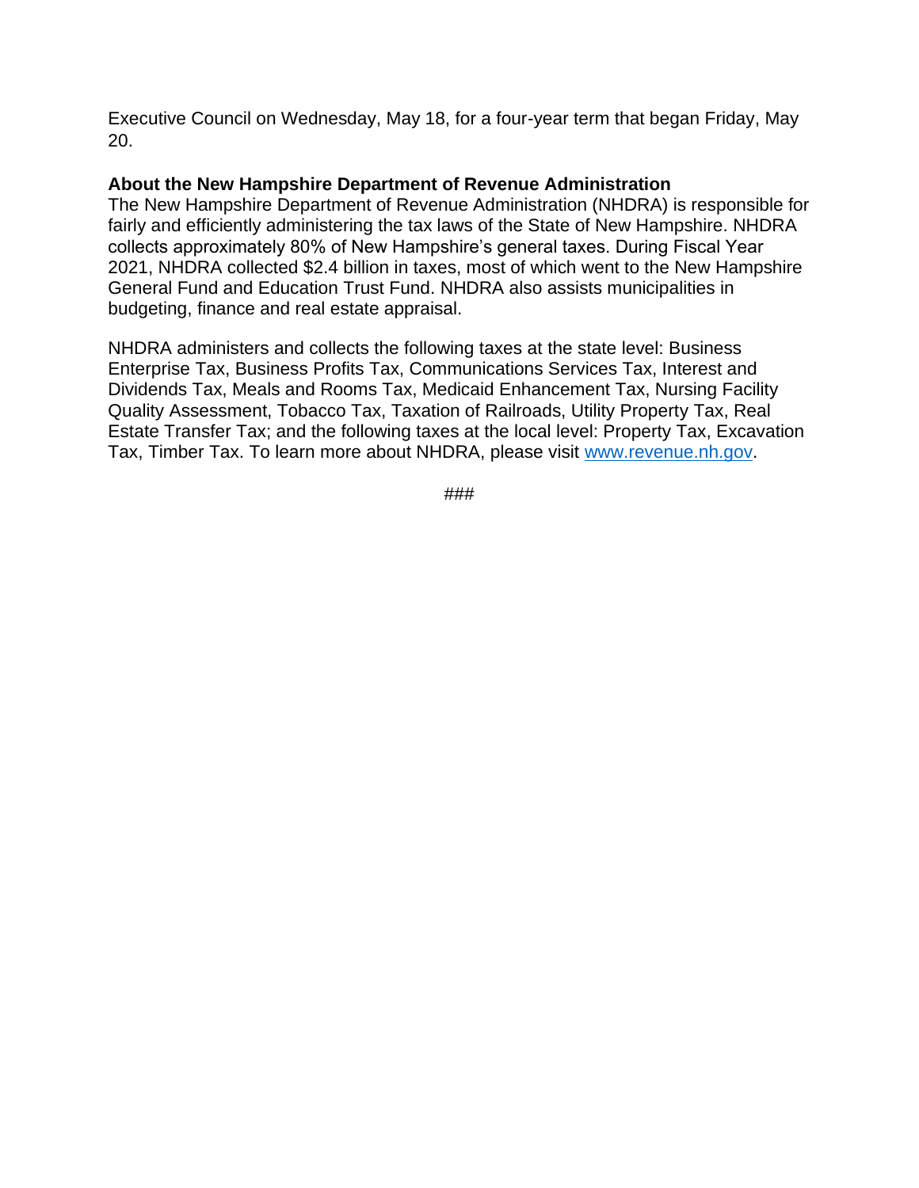Executive Council on Wednesday, May 18, for a four-year term that began Friday, May 20.

**About the New Hampshire Department of Revenue Administration**
The New Hampshire Department of Revenue Administration (NHDRA) is responsible for fairly and efficiently administering the tax laws of the State of New Hampshire. NHDRA collects approximately 80% of New Hampshire's general taxes. During Fiscal Year 2021, NHDRA collected $2.4 billion in taxes, most of which went to the New Hampshire General Fund and Education Trust Fund. NHDRA also assists municipalities in budgeting, finance and real estate appraisal.

NHDRA administers and collects the following taxes at the state level: Business Enterprise Tax, Business Profits Tax, Communications Services Tax, Interest and Dividends Tax, Meals and Rooms Tax, Medicaid Enhancement Tax, Nursing Facility Quality Assessment, Tobacco Tax, Taxation of Railroads, Utility Property Tax, Real Estate Transfer Tax; and the following taxes at the local level: Property Tax, Excavation Tax, Timber Tax. To learn more about NHDRA, please visit [www.revenue.nh.gov](http://www.revenue.nh.gov).

###